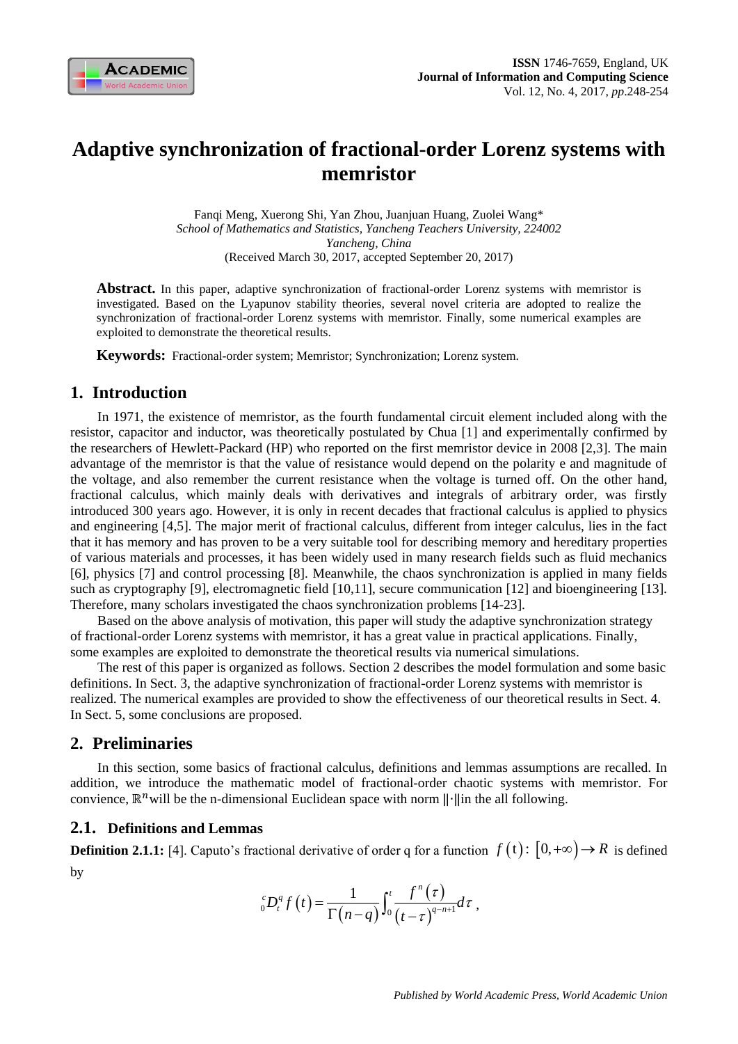# Adaptive synchronization of fractional-order Lorenz systems with memristor

Fanqi Meng, Xuerong Shi, Yan Zhou, Juanjuan Huang, Zuolei Wang*

*School of Mathematics and Statistics, Yancheng Teachers University, 224002*
*Yancheng, China*

(Received March 30, 2017, accepted September 20, 2017)

**Abstract.** In this paper, adaptive synchronization of fractional-order Lorenz systems with memristor is investigated. Based on the Lyapunov stability theories, several novel criteria are adopted to realize the synchronization of fractional-order Lorenz systems with memristor. Finally, some numerical examples are exploited to demonstrate the theoretical results.

**Keywords:** Fractional-order system; Memristor; Synchronization; Lorenz system.

## 1. Introduction

In 1971, the existence of memristor, as the fourth fundamental circuit element included along with the resistor, capacitor and inductor, was theoretically postulated by Chua [1] and experimentally confirmed by the researchers of Hewlett-Packard (HP) who reported on the first memristor device in 2008 [2,3]. The main advantage of the memristor is that the value of resistance would depend on the polarity e and magnitude of the voltage, and also remember the current resistance when the voltage is turned off. On the other hand, fractional calculus, which mainly deals with derivatives and integrals of arbitrary order, was firstly introduced 300 years ago. However, it is only in recent decades that fractional calculus is applied to physics and engineering [4,5]. The major merit of fractional calculus, different from integer calculus, lies in the fact that it has memory and has proven to be a very suitable tool for describing memory and hereditary properties of various materials and processes, it has been widely used in many research fields such as fluid mechanics [6], physics [7] and control processing [8]. Meanwhile, the chaos synchronization is applied in many fields such as cryptography [9], electromagnetic field [10,11], secure communication [12] and bioengineering [13]. Therefore, many scholars investigated the chaos synchronization problems [14-23].

Based on the above analysis of motivation, this paper will study the adaptive synchronization strategy of fractional-order Lorenz systems with memristor, it has a great value in practical applications. Finally, some examples are exploited to demonstrate the theoretical results via numerical simulations.

The rest of this paper is organized as follows. Section 2 describes the model formulation and some basic definitions. In Sect. 3, the adaptive synchronization of fractional-order Lorenz systems with memristor is realized. The numerical examples are provided to show the effectiveness of our theoretical results in Sect. 4. In Sect. 5, some conclusions are proposed.

## 2. Preliminaries

In this section, some basics of fractional calculus, definitions and lemmas assumptions are recalled. In addition, we introduce the mathematic model of fractional-order chaotic systems with memristor. For convience, $\mathbb{R}^n$ will be the n-dimensional Euclidean space with norm $\|\cdot\|$ in the all following.

### 2.1. Definitions and Lemmas

**Definition 2.1.1:** [4]. Caputo's fractional derivative of order q for a function $f(t): [0,+\infty) \to R$ is defined by

$$
{}_0^cD_t^q f(t) = \frac{1}{\Gamma(n-q)} \int_0^t \frac{f^n(\tau)}{(t-\tau)^{q-n+1}} d\tau ,
$$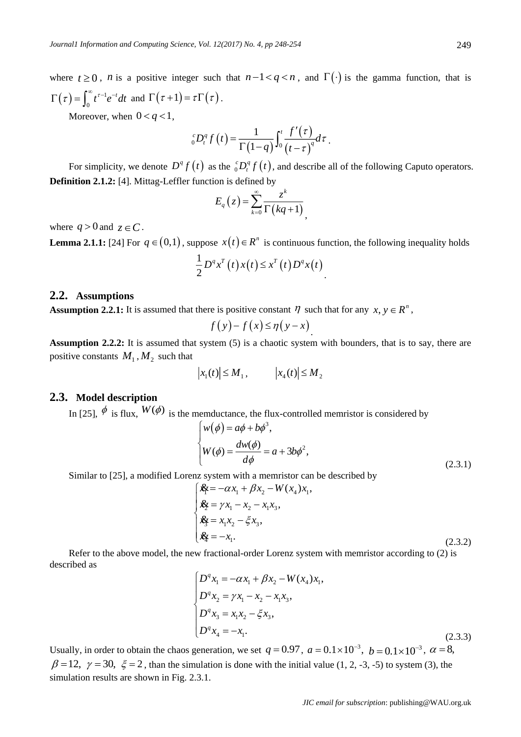where $t \geq 0$, $n$ is a positive integer such that $n-1 < q < n$, and $\Gamma(\cdot)$ is the gamma function, that is $\Gamma(\tau) = \int_0^\infty t^{\tau-1} e^{-t} dt$ and $\Gamma(\tau+1) = \tau\Gamma(\tau)$.

Moreover, when $0 < q < 1$,

$$
{}_0^c D_t^q f(t) = \frac{1}{\Gamma(1-q)} \int_0^t \frac{f'(\tau)}{(t-\tau)^q} d\tau .
$$

For simplicity, we denote $D^q f(t)$ as the ${}_0^c D_t^q f(t)$, and describe all of the following Caputo operators.

**Definition 2.1.2:** [4]. Mittag-Leffler function is defined by

$$
E_q(z) = \sum_{k=0}^{\infty} \frac{z^k}{\Gamma(kq+1)},
$$

where $q > 0$ and $z \in C$.

**Lemma 2.1.1:** [24] For $q \in (0,1)$, suppose $x(t) \in R^n$ is continuous function, the following inequality holds

$$
\frac{1}{2} D^q x^T(t) x(t) \leq x^T(t) D^q x(t).
$$

## 2.2. Assumptions

**Assumption 2.2.1:** It is assumed that there is positive constant $\eta$ such that for any $x, y \in R^n$,

$$
f(y) - f(x) \leq \eta (y - x).
$$

**Assumption 2.2.2:** It is assumed that system (5) is a chaotic system with bounders, that is to say, there are positive constants $M_1, M_2$ such that

$$
|x_1(t)| \leq M_1, \qquad |x_4(t)| \leq M_2
$$

## 2.3. Model description

In [25], $\phi$ is flux, $W(\phi)$ is the memductance, the flux-controlled memristor is considered by

$$
\begin{cases}
w(\phi) = a\phi + b\phi^3, \\
W(\phi) = \dfrac{dw(\phi)}{d\phi} = a + 3b\phi^2,
\end{cases}
\tag{2.3.1}
$$

Similar to [25], a modified Lorenz system with a memristor can be described by

$$
\begin{cases}
\dot{x}_1 = -\alpha x_1 + \beta x_2 - W(x_4) x_1, \\
\dot{x}_2 = \gamma x_1 - x_2 - x_1 x_3, \\
\dot{x}_3 = x_1 x_2 - \xi x_3, \\
\dot{x}_4 = -x_1.
\end{cases}
\tag{2.3.2}
$$

Refer to the above model, the new fractional-order Lorenz system with memristor according to (2) is described as

$$
\begin{cases}
D^q x_1 = -\alpha x_1 + \beta x_2 - W(x_4) x_1, \\
D^q x_2 = \gamma x_1 - x_2 - x_1 x_3, \\
D^q x_3 = x_1 x_2 - \xi x_3, \\
D^q x_4 = -x_1.
\end{cases}
\tag{2.3.3}
$$

Usually, in order to obtain the chaos generation, we set $q = 0.97$, $a = 0.1 \times 10^{-3}$, $b = 0.1 \times 10^{-3}$, $\alpha = 8$, $\beta = 12$, $\gamma = 30$, $\xi = 2$, than the simulation is done with the initial value (1, 2, -3, -5) to system (3), the simulation results are shown in Fig. 2.3.1.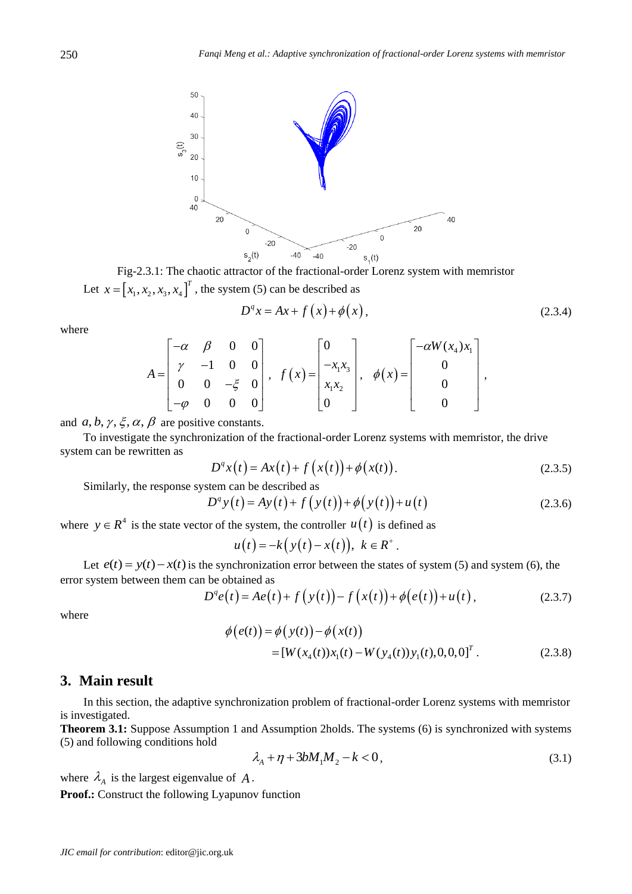Fig-2.3.1: The chaotic attractor of the fractional-order Lorenz system with memristor

Let $x = [x_1, x_2, x_3, x_4]^T$, the system (5) can be described as

$$D^q x = Ax + f(x) + \phi(x), \tag{2.3.4}$$

where

$$A = \begin{bmatrix} -\alpha & \beta & 0 & 0 \\ \gamma & -1 & 0 & 0 \\ 0 & 0 & -\xi & 0 \\ -\varphi & 0 & 0 & 0 \end{bmatrix}, \quad f(x) = \begin{bmatrix} 0 \\ -x_1 x_3 \\ x_1 x_2 \\ 0 \end{bmatrix}, \quad \phi(x) = \begin{bmatrix} -\alpha W(x_4) x_1 \\ 0 \\ 0 \\ 0 \end{bmatrix},$$

and $a, b, \gamma, \xi, \alpha, \beta$ are positive constants.

To investigate the synchronization of the fractional-order Lorenz systems with memristor, the drive system can be rewritten as

$$D^q x(t) = Ax(t) + f(x(t)) + \phi(x(t)). \tag{2.3.5}$$

Similarly, the response system can be described as

$$D^q y(t) = Ay(t) + f(y(t)) + \phi(y(t)) + u(t) \tag{2.3.6}$$

where $y \in R^4$ is the state vector of the system, the controller $u(t)$ is defined as

$$u(t) = -k(y(t) - x(t)), \ k \in R^+.$$

Let $e(t) = y(t) - x(t)$ is the synchronization error between the states of system (5) and system (6), the error system between them can be obtained as

$$D^q e(t) = Ae(t) + f(y(t)) - f(x(t)) + \phi(e(t)) + u(t), \tag{2.3.7}$$

where

$$\begin{aligned} \phi(e(t)) &= \phi(y(t)) - \phi(x(t)) \\ &= [W(x_4(t))x_1(t) - W(y_4(t))y_1(t), 0, 0, 0]^T. \end{aligned} \tag{2.3.8}$$

## 3. Main result

In this section, the adaptive synchronization problem of fractional-order Lorenz systems with memristor is investigated.

**Theorem 3.1:** Suppose Assumption 1 and Assumption 2holds. The systems (6) is synchronized with systems (5) and following conditions hold

$$\lambda_A + \eta + 3bM_1M_2 - k < 0, \tag{3.1}$$

where $\lambda_A$ is the largest eigenvalue of $A$.

**Proof.:** Construct the following Lyapunov function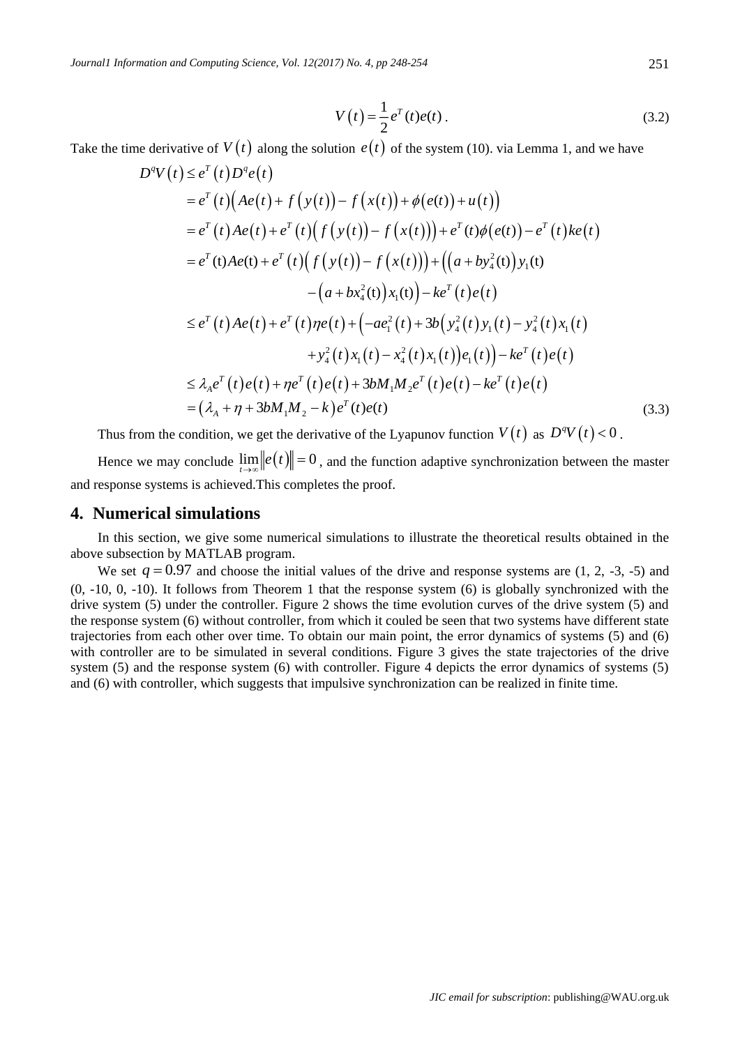$$V\left(t\right)=\frac{1}{2}e^{T}(t)e(t)\,. \tag{3.2}$$

Take the time derivative of $V\left(t\right)$ along the solution $e\left(t\right)$ of the system (10). via Lemma 1, and we have

$$\begin{aligned}
D^{q}V\left(t\right) &\leq e^{T}\left(t\right)D^{q}e\left(t\right) \\
&= e^{T}\left(t\right)\left(Ae\left(t\right)+f\left(y\left(t\right)\right)-f\left(x\left(t\right)\right)+\phi\left(e(t)\right)+u\left(t\right)\right) \\
&= e^{T}\left(t\right)Ae\left(t\right)+e^{T}\left(t\right)\left(f\left(y\left(t\right)\right)-f\left(x\left(t\right)\right)\right)+e^{T}(t)\phi\left(e(t)\right)-e^{T}\left(t\right)ke\left(t\right) \\
&= e^{T}(\mathrm{t})Ae(\mathrm{t})+e^{T}\left(t\right)\left(f\left(y\left(t\right)\right)-f\left(x\left(t\right)\right)\right)+\left(\left(a+by_{4}^{2}(\mathrm{t})\right)y_{1}(\mathrm{t})\right. \\
&\qquad\qquad \left.-\left(a+bx_{4}^{2}(\mathrm{t})\right)x_{1}(\mathrm{t})\right)-ke^{T}\left(t\right)e\left(t\right) \\
&\leq e^{T}\left(t\right)Ae\left(t\right)+e^{T}\left(t\right)\eta e\left(t\right)+\left(-ae_{1}^{2}\left(t\right)+3b\left(y_{4}^{2}\left(t\right)y_{1}\left(t\right)-y_{4}^{2}\left(t\right)x_{1}\left(t\right)\right.\right. \\
&\qquad\qquad \left.\left.+y_{4}^{2}\left(t\right)x_{1}\left(t\right)-x_{4}^{2}\left(t\right)x_{1}\left(t\right)\right)e_{1}\left(t\right)\right)-ke^{T}\left(t\right)e\left(t\right) \\
&\leq \lambda_{A}e^{T}\left(t\right)e\left(t\right)+\eta e^{T}\left(t\right)e\left(t\right)+3bM_{1}M_{2}e^{T}\left(t\right)e\left(t\right)-ke^{T}\left(t\right)e\left(t\right) \\
&= \left(\lambda_{A}+\eta+3bM_{1}M_{2}-k\right)e^{T}(t)e(t)
\end{aligned} \tag{3.3}$$

Thus from the condition, we get the derivative of the Lyapunov function $V\left(t\right)$ as $D^{q}V\left(t\right)<0$.

Hence we may conclude $\lim_{t\to\infty}\left\|e\left(t\right)\right\|=0$, and the function adaptive synchronization between the master and response systems is achieved.This completes the proof.

## 4. Numerical simulations

In this section, we give some numerical simulations to illustrate the theoretical results obtained in the above subsection by MATLAB program.

We set $q=0.97$ and choose the initial values of the drive and response systems are (1, 2, -3, -5) and (0, -10, 0, -10). It follows from Theorem 1 that the response system (6) is globally synchronized with the drive system (5) under the controller. Figure 2 shows the time evolution curves of the drive system (5) and the response system (6) without controller, from which it couled be seen that two systems have different state trajectories from each other over time. To obtain our main point, the error dynamics of systems (5) and (6) with controller are to be simulated in several conditions. Figure 3 gives the state trajectories of the drive system (5) and the response system (6) with controller. Figure 4 depicts the error dynamics of systems (5) and (6) with controller, which suggests that impulsive synchronization can be realized in finite time.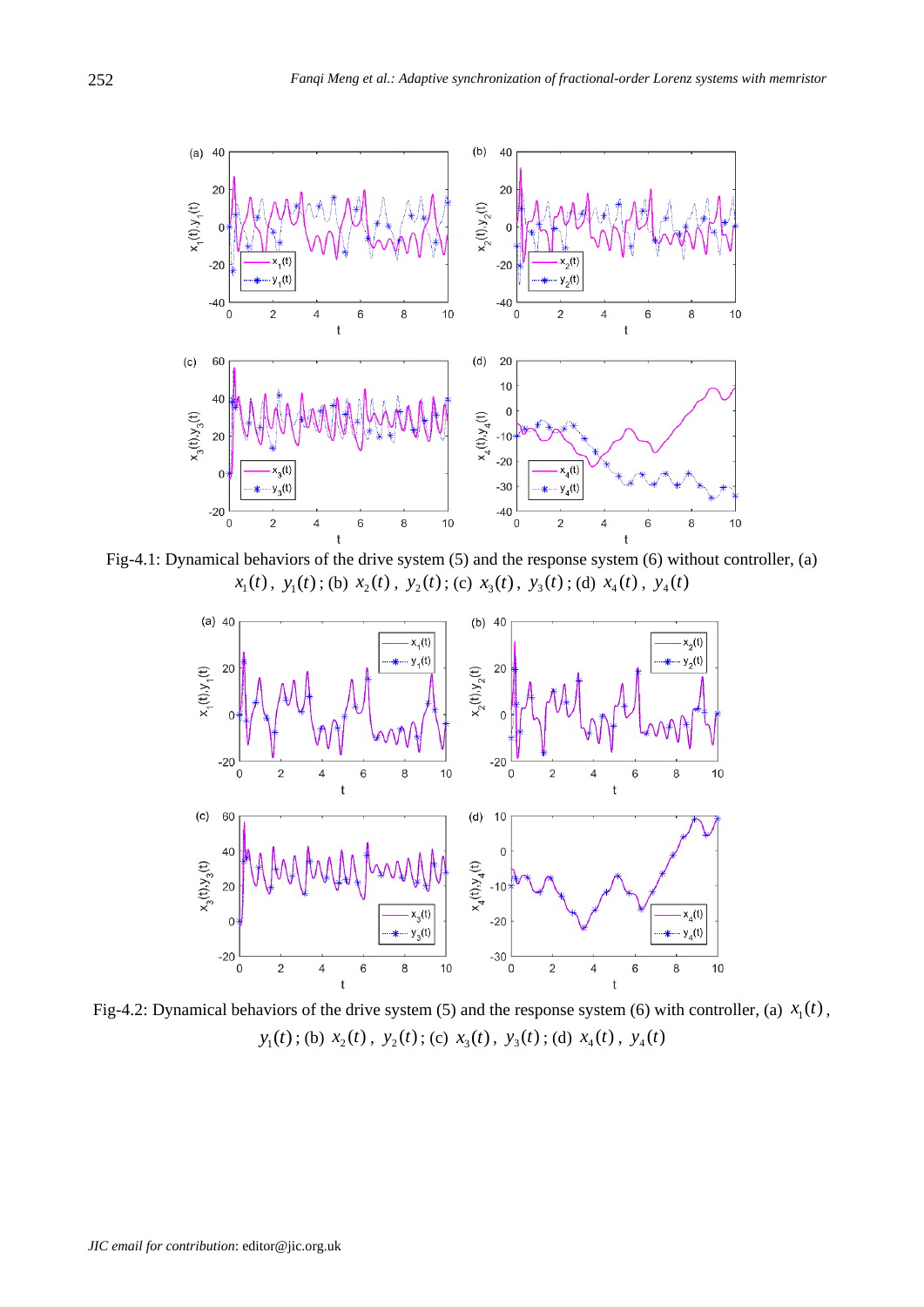Fig-4.1: Dynamical behaviors of the drive system (5) and the response system (6) without controller, (a) $x_1(t)$, $y_1(t)$; (b) $x_2(t)$, $y_2(t)$; (c) $x_3(t)$, $y_3(t)$; (d) $x_4(t)$, $y_4(t)$

Fig-4.2: Dynamical behaviors of the drive system (5) and the response system (6) with controller, (a) $x_1(t)$, $y_1(t)$; (b) $x_2(t)$, $y_2(t)$; (c) $x_3(t)$, $y_3(t)$; (d) $x_4(t)$, $y_4(t)$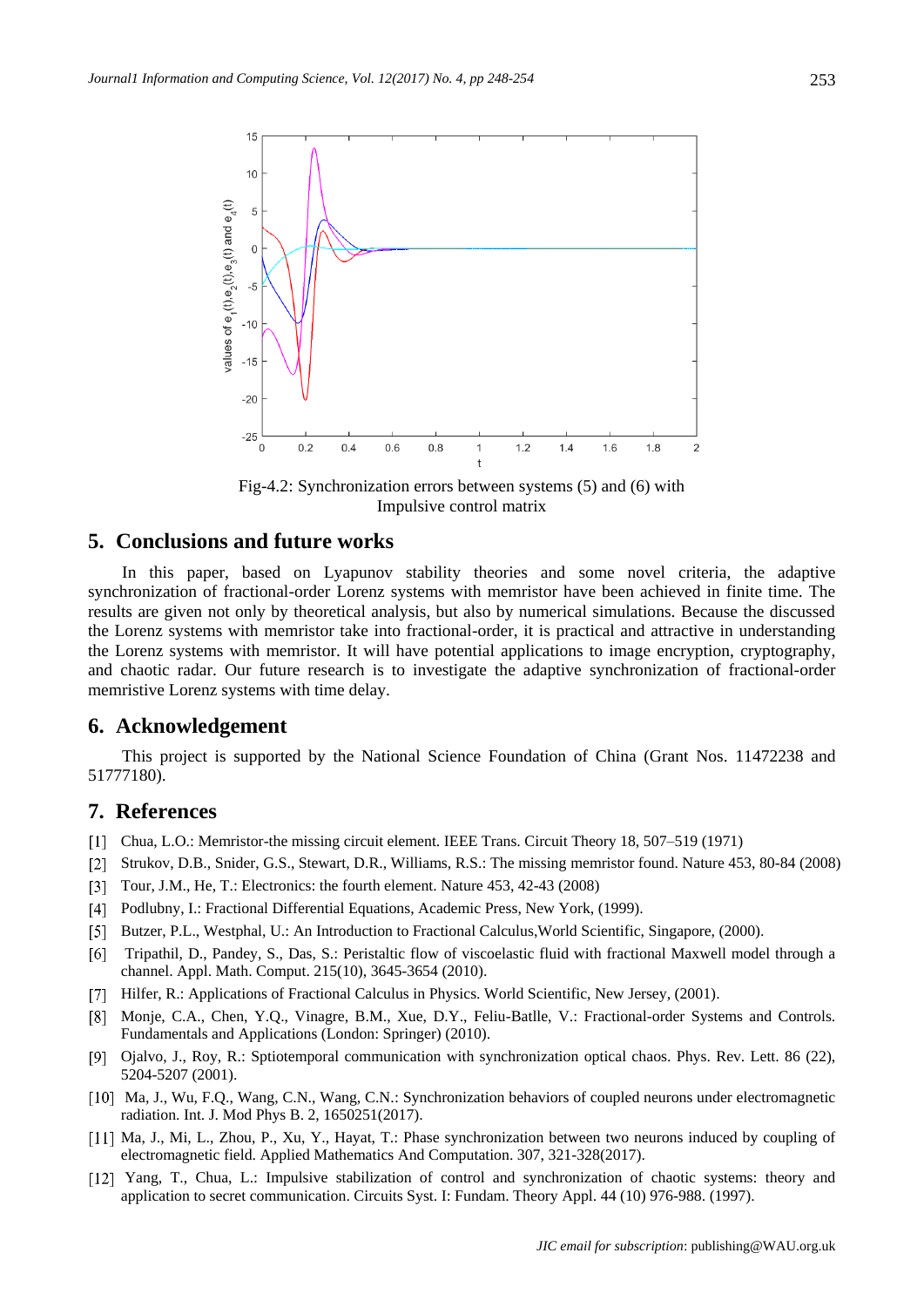Fig-4.2: Synchronization errors between systems (5) and (6) with Impulsive control matrix

## 5. Conclusions and future works

In this paper, based on Lyapunov stability theories and some novel criteria, the adaptive synchronization of fractional-order Lorenz systems with memristor have been achieved in finite time. The results are given not only by theoretical analysis, but also by numerical simulations. Because the discussed the Lorenz systems with memristor take into fractional-order, it is practical and attractive in understanding the Lorenz systems with memristor. It will have potential applications to image encryption, cryptography, and chaotic radar. Our future research is to investigate the adaptive synchronization of fractional-order memristive Lorenz systems with time delay.

## 6. Acknowledgement

This project is supported by the National Science Foundation of China (Grant Nos. 11472238 and 51777180).

## 7. References

[1] Chua, L.O.: Memristor-the missing circuit element. IEEE Trans. Circuit Theory 18, 507–519 (1971)

[2] Strukov, D.B., Snider, G.S., Stewart, D.R., Williams, R.S.: The missing memristor found. Nature 453, 80-84 (2008)

[3] Tour, J.M., He, T.: Electronics: the fourth element. Nature 453, 42-43 (2008)

[4] Podlubny, I.: Fractional Differential Equations, Academic Press, New York, (1999).

[5] Butzer, P.L., Westphal, U.: An Introduction to Fractional Calculus,World Scientific, Singapore, (2000).

[6] Tripathil, D., Pandey, S., Das, S.: Peristaltic flow of viscoelastic fluid with fractional Maxwell model through a channel. Appl. Math. Comput. 215(10), 3645-3654 (2010).

[7] Hilfer, R.: Applications of Fractional Calculus in Physics. World Scientific, New Jersey, (2001).

[8] Monje, C.A., Chen, Y.Q., Vinagre, B.M., Xue, D.Y., Feliu-Batlle, V.: Fractional-order Systems and Controls. Fundamentals and Applications (London: Springer) (2010).

[9] Ojalvo, J., Roy, R.: Sptiotemporal communication with synchronization optical chaos. Phys. Rev. Lett. 86 (22), 5204-5207 (2001).

[10] Ma, J., Wu, F.Q., Wang, C.N., Wang, C.N.: Synchronization behaviors of coupled neurons under electromagnetic radiation. Int. J. Mod Phys B. 2, 1650251(2017).

[11] Ma, J., Mi, L., Zhou, P., Xu, Y., Hayat, T.: Phase synchronization between two neurons induced by coupling of electromagnetic field. Applied Mathematics And Computation. 307, 321-328(2017).

[12] Yang, T., Chua, L.: Impulsive stabilization of control and synchronization of chaotic systems: theory and application to secret communication. Circuits Syst. I: Fundam. Theory Appl. 44 (10) 976-988. (1997).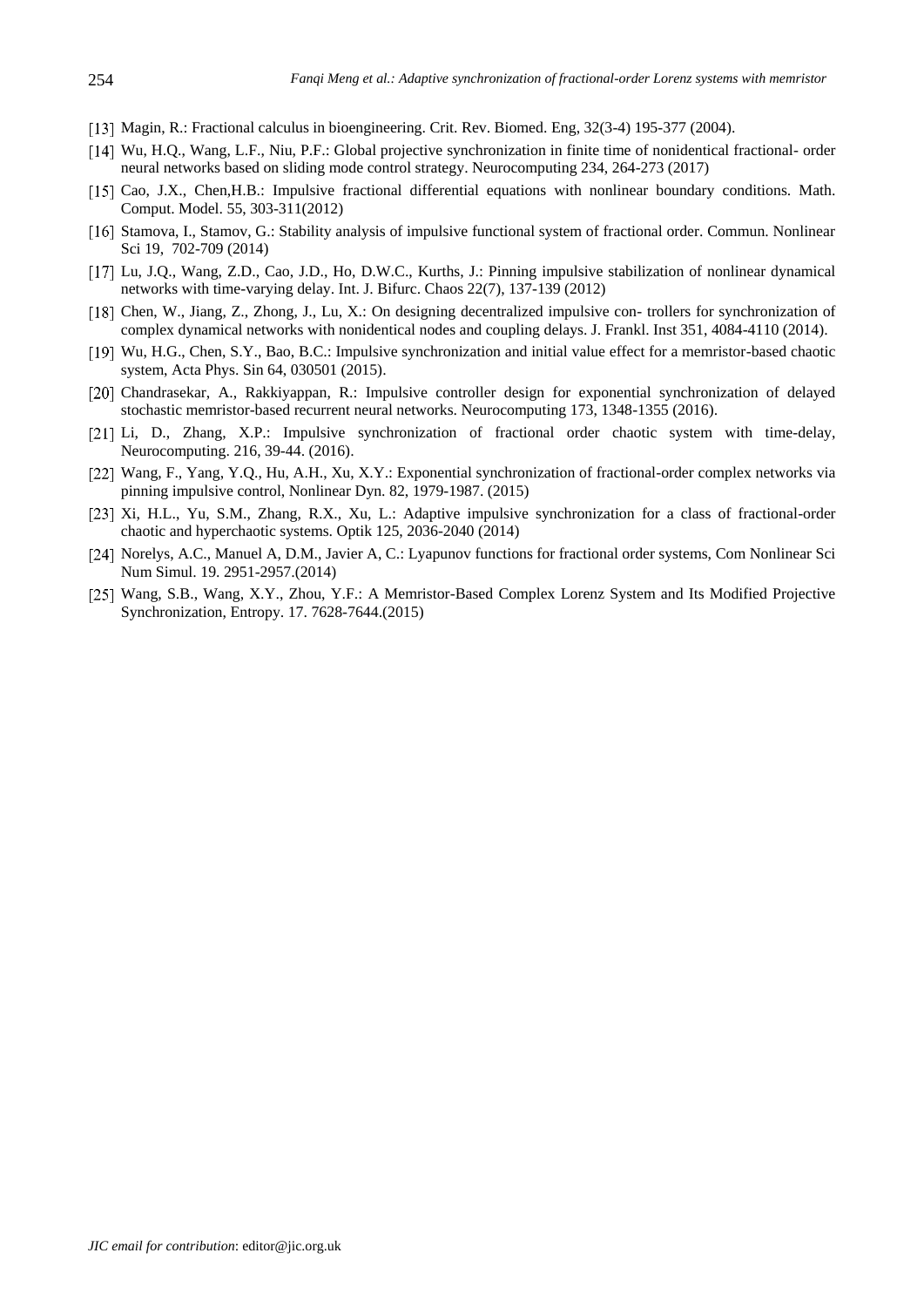[13] Magin, R.: Fractional calculus in bioengineering. Crit. Rev. Biomed. Eng, 32(3-4) 195-377 (2004).

[14] Wu, H.Q., Wang, L.F., Niu, P.F.: Global projective synchronization in finite time of nonidentical fractional- order neural networks based on sliding mode control strategy. Neurocomputing 234, 264-273 (2017)

[15] Cao, J.X., Chen,H.B.: Impulsive fractional differential equations with nonlinear boundary conditions. Math. Comput. Model. 55, 303-311(2012)

[16] Stamova, I., Stamov, G.: Stability analysis of impulsive functional system of fractional order. Commun. Nonlinear Sci 19, 702-709 (2014)

[17] Lu, J.Q., Wang, Z.D., Cao, J.D., Ho, D.W.C., Kurths, J.: Pinning impulsive stabilization of nonlinear dynamical networks with time-varying delay. Int. J. Bifurc. Chaos 22(7), 137-139 (2012)

[18] Chen, W., Jiang, Z., Zhong, J., Lu, X.: On designing decentralized impulsive con- trollers for synchronization of complex dynamical networks with nonidentical nodes and coupling delays. J. Frankl. Inst 351, 4084-4110 (2014).

[19] Wu, H.G., Chen, S.Y., Bao, B.C.: Impulsive synchronization and initial value effect for a memristor-based chaotic system, Acta Phys. Sin 64, 030501 (2015).

[20] Chandrasekar, A., Rakkiyappan, R.: Impulsive controller design for exponential synchronization of delayed stochastic memristor-based recurrent neural networks. Neurocomputing 173, 1348-1355 (2016).

[21] Li, D., Zhang, X.P.: Impulsive synchronization of fractional order chaotic system with time-delay, Neurocomputing. 216, 39-44. (2016).

[22] Wang, F., Yang, Y.Q., Hu, A.H., Xu, X.Y.: Exponential synchronization of fractional-order complex networks via pinning impulsive control, Nonlinear Dyn. 82, 1979-1987. (2015)

[23] Xi, H.L., Yu, S.M., Zhang, R.X., Xu, L.: Adaptive impulsive synchronization for a class of fractional-order chaotic and hyperchaotic systems. Optik 125, 2036-2040 (2014)

[24] Norelys, A.C., Manuel A, D.M., Javier A, C.: Lyapunov functions for fractional order systems, Com Nonlinear Sci Num Simul. 19. 2951-2957.(2014)

[25] Wang, S.B., Wang, X.Y., Zhou, Y.F.: A Memristor-Based Complex Lorenz System and Its Modified Projective Synchronization, Entropy. 17. 7628-7644.(2015)